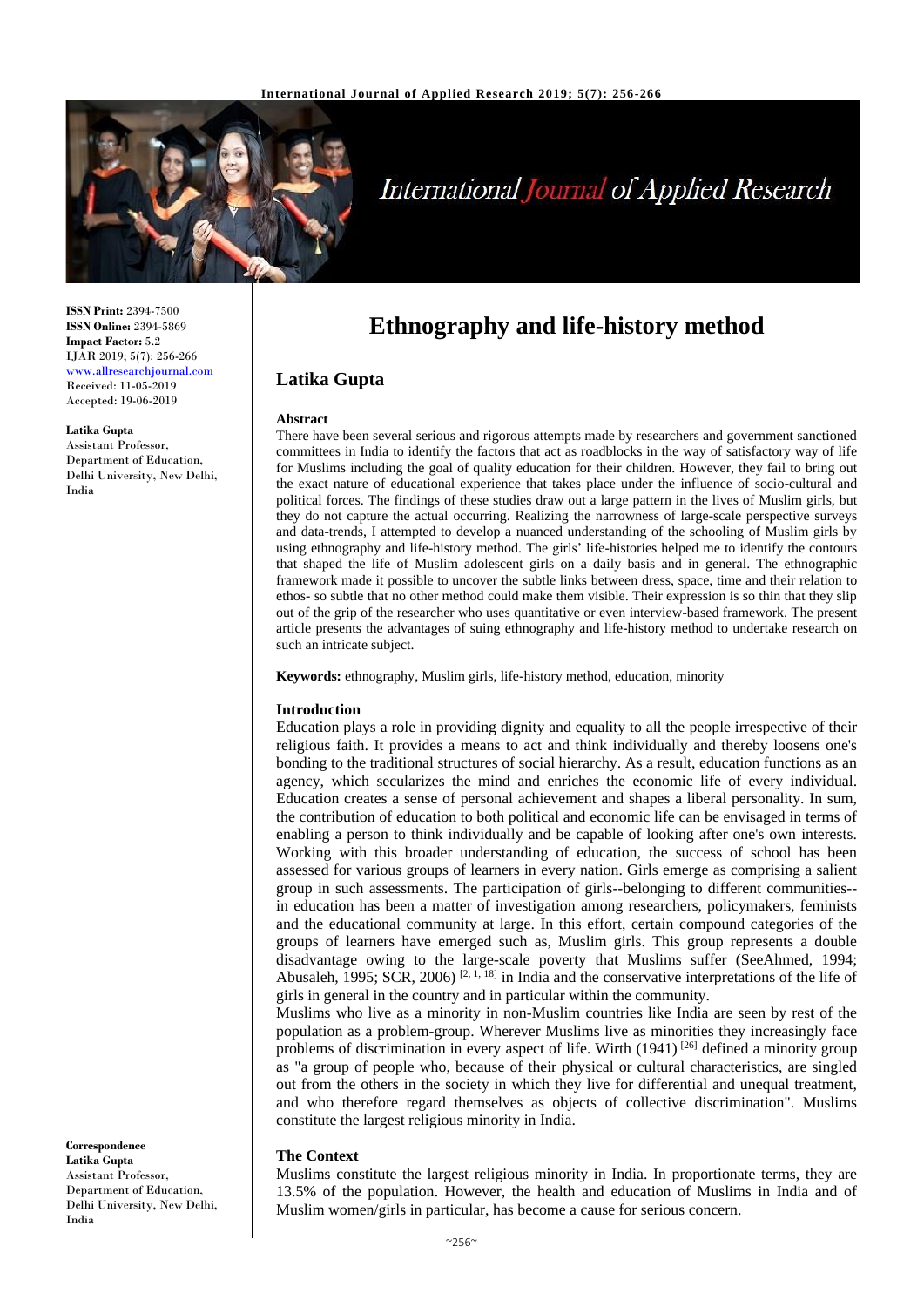# Ethnography and life-history method

## Latika Gupta

**ISSN Print:** 2394-7500
**ISSN Online:** 2394-5869
**Impact Factor:** 5.2
IJAR 2019; 5(7): 256-266
www.allresearchjournal.com
Received: 11-05-2019
Accepted: 19-06-2019

**Latika Gupta**
Assistant Professor,
Department of Education,
Delhi University, New Delhi,
India

**Correspondence**
**Latika Gupta**
Assistant Professor,
Department of Education,
Delhi University, New Delhi,
India

### Abstract

There have been several serious and rigorous attempts made by researchers and government sanctioned committees in India to identify the factors that act as roadblocks in the way of satisfactory way of life for Muslims including the goal of quality education for their children. However, they fail to bring out the exact nature of educational experience that takes place under the influence of socio-cultural and political forces. The findings of these studies draw out a large pattern in the lives of Muslim girls, but they do not capture the actual occurring. Realizing the narrowness of large-scale perspective surveys and data-trends, I attempted to develop a nuanced understanding of the schooling of Muslim girls by using ethnography and life-history method. The girls' life-histories helped me to identify the contours that shaped the life of Muslim adolescent girls on a daily basis and in general. The ethnographic framework made it possible to uncover the subtle links between dress, space, time and their relation to ethos- so subtle that no other method could make them visible. Their expression is so thin that they slip out of the grip of the researcher who uses quantitative or even interview-based framework. The present article presents the advantages of suing ethnography and life-history method to undertake research on such an intricate subject.

**Keywords:** ethnography, Muslim girls, life-history method, education, minority

### Introduction

Education plays a role in providing dignity and equality to all the people irrespective of their religious faith. It provides a means to act and think individually and thereby loosens one's bonding to the traditional structures of social hierarchy. As a result, education functions as an agency, which secularizes the mind and enriches the economic life of every individual. Education creates a sense of personal achievement and shapes a liberal personality. In sum, the contribution of education to both political and economic life can be envisaged in terms of enabling a person to think individually and be capable of looking after one's own interests. Working with this broader understanding of education, the success of school has been assessed for various groups of learners in every nation. Girls emerge as comprising a salient group in such assessments. The participation of girls--belonging to different communities--in education has been a matter of investigation among researchers, policymakers, feminists and the educational community at large. In this effort, certain compound categories of the groups of learners have emerged such as, Muslim girls. This group represents a double disadvantage owing to the large-scale poverty that Muslims suffer (SeeAhmed, 1994; Abusaleh, 1995; SCR, 2006) [2, 1, 18] in India and the conservative interpretations of the life of girls in general in the country and in particular within the community.

Muslims who live as a minority in non-Muslim countries like India are seen by rest of the population as a problem-group. Wherever Muslims live as minorities they increasingly face problems of discrimination in every aspect of life. Wirth (1941) [26] defined a minority group as "a group of people who, because of their physical or cultural characteristics, are singled out from the others in the society in which they live for differential and unequal treatment, and who therefore regard themselves as objects of collective discrimination". Muslims constitute the largest religious minority in India.

### The Context

Muslims constitute the largest religious minority in India. In proportionate terms, they are 13.5% of the population. However, the health and education of Muslims in India and of Muslim women/girls in particular, has become a cause for serious concern.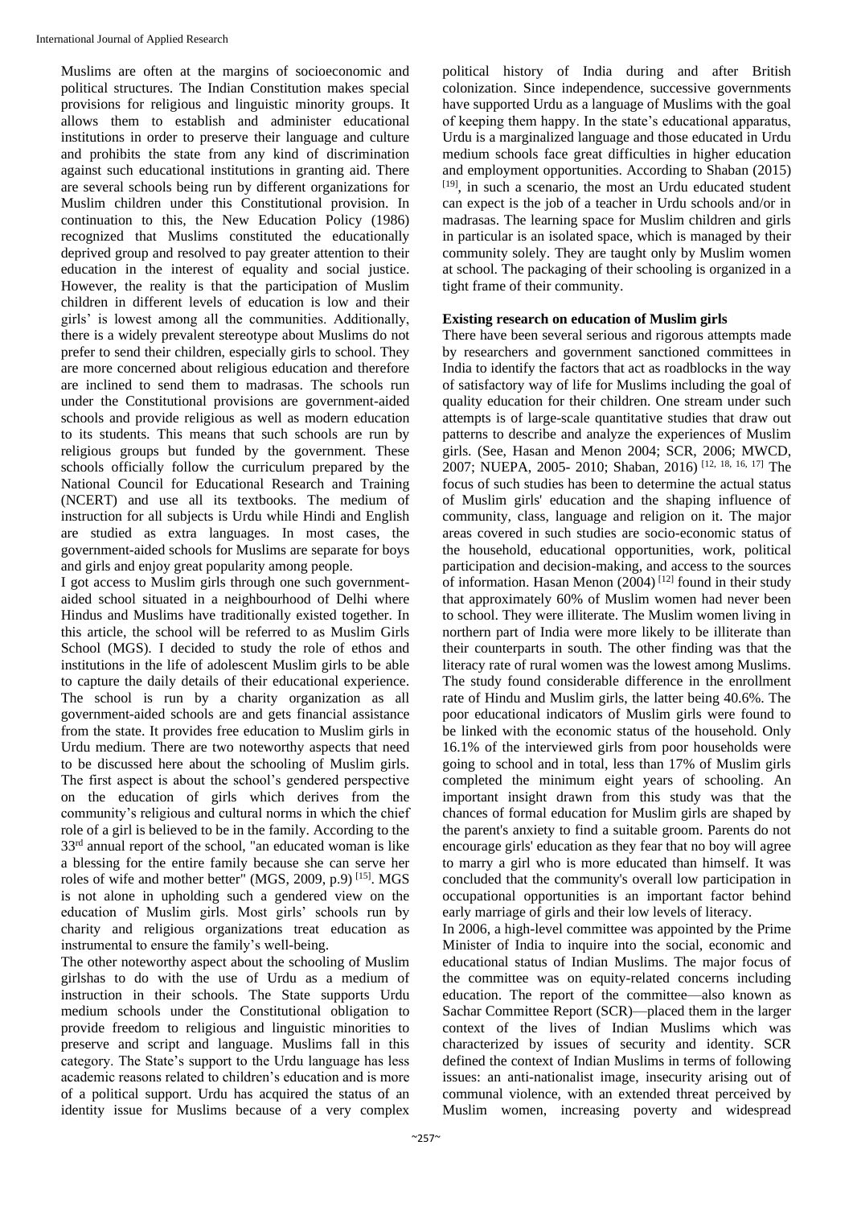Muslims are often at the margins of socioeconomic and political structures. The Indian Constitution makes special provisions for religious and linguistic minority groups. It allows them to establish and administer educational institutions in order to preserve their language and culture and prohibits the state from any kind of discrimination against such educational institutions in granting aid. There are several schools being run by different organizations for Muslim children under this Constitutional provision. In continuation to this, the New Education Policy (1986) recognized that Muslims constituted the educationally deprived group and resolved to pay greater attention to their education in the interest of equality and social justice. However, the reality is that the participation of Muslim children in different levels of education is low and their girls' is lowest among all the communities. Additionally, there is a widely prevalent stereotype about Muslims do not prefer to send their children, especially girls to school. They are more concerned about religious education and therefore are inclined to send them to madrasas. The schools run under the Constitutional provisions are government-aided schools and provide religious as well as modern education to its students. This means that such schools are run by religious groups but funded by the government. These schools officially follow the curriculum prepared by the National Council for Educational Research and Training (NCERT) and use all its textbooks. The medium of instruction for all subjects is Urdu while Hindi and English are studied as extra languages. In most cases, the government-aided schools for Muslims are separate for boys and girls and enjoy great popularity among people.

I got access to Muslim girls through one such government-aided school situated in a neighbourhood of Delhi where Hindus and Muslims have traditionally existed together. In this article, the school will be referred to as Muslim Girls School (MGS). I decided to study the role of ethos and institutions in the life of adolescent Muslim girls to be able to capture the daily details of their educational experience. The school is run by a charity organization as all government-aided schools are and gets financial assistance from the state. It provides free education to Muslim girls in Urdu medium. There are two noteworthy aspects that need to be discussed here about the schooling of Muslim girls. The first aspect is about the school's gendered perspective on the education of girls which derives from the community's religious and cultural norms in which the chief role of a girl is believed to be in the family. According to the 33rd annual report of the school, "an educated woman is like a blessing for the entire family because she can serve her roles of wife and mother better" (MGS, 2009, p.9) [15]. MGS is not alone in upholding such a gendered view on the education of Muslim girls. Most girls' schools run by charity and religious organizations treat education as instrumental to ensure the family's well-being.

The other noteworthy aspect about the schooling of Muslim girlshas to do with the use of Urdu as a medium of instruction in their schools. The State supports Urdu medium schools under the Constitutional obligation to provide freedom to religious and linguistic minorities to preserve and script and language. Muslims fall in this category. The State's support to the Urdu language has less academic reasons related to children's education and is more of a political support. Urdu has acquired the status of an identity issue for Muslims because of a very complex political history of India during and after British colonization. Since independence, successive governments have supported Urdu as a language of Muslims with the goal of keeping them happy. In the state's educational apparatus, Urdu is a marginalized language and those educated in Urdu medium schools face great difficulties in higher education and employment opportunities. According to Shaban (2015) [19], in such a scenario, the most an Urdu educated student can expect is the job of a teacher in Urdu schools and/or in madrasas. The learning space for Muslim children and girls in particular is an isolated space, which is managed by their community solely. They are taught only by Muslim women at school. The packaging of their schooling is organized in a tight frame of their community.

### Existing research on education of Muslim girls

There have been several serious and rigorous attempts made by researchers and government sanctioned committees in India to identify the factors that act as roadblocks in the way of satisfactory way of life for Muslims including the goal of quality education for their children. One stream under such attempts is of large-scale quantitative studies that draw out patterns to describe and analyze the experiences of Muslim girls. (See, Hasan and Menon 2004; SCR, 2006; MWCD, 2007; NUEPA, 2005- 2010; Shaban, 2016) [12, 18, 16, 17] The focus of such studies has been to determine the actual status of Muslim girls' education and the shaping influence of community, class, language and religion on it. The major areas covered in such studies are socio-economic status of the household, educational opportunities, work, political participation and decision-making, and access to the sources of information. Hasan Menon (2004) [12] found in their study that approximately 60% of Muslim women had never been to school. They were illiterate. The Muslim women living in northern part of India were more likely to be illiterate than their counterparts in south. The other finding was that the literacy rate of rural women was the lowest among Muslims. The study found considerable difference in the enrollment rate of Hindu and Muslim girls, the latter being 40.6%. The poor educational indicators of Muslim girls were found to be linked with the economic status of the household. Only 16.1% of the interviewed girls from poor households were going to school and in total, less than 17% of Muslim girls completed the minimum eight years of schooling. An important insight drawn from this study was that the chances of formal education for Muslim girls are shaped by the parent's anxiety to find a suitable groom. Parents do not encourage girls' education as they fear that no boy will agree to marry a girl who is more educated than himself. It was concluded that the community's overall low participation in occupational opportunities is an important factor behind early marriage of girls and their low levels of literacy.

In 2006, a high-level committee was appointed by the Prime Minister of India to inquire into the social, economic and educational status of Indian Muslims. The major focus of the committee was on equity-related concerns including education. The report of the committee—also known as Sachar Committee Report (SCR)—placed them in the larger context of the lives of Indian Muslims which was characterized by issues of security and identity. SCR defined the context of Indian Muslims in terms of following issues: an anti-nationalist image, insecurity arising out of communal violence, with an extended threat perceived by Muslim women, increasing poverty and widespread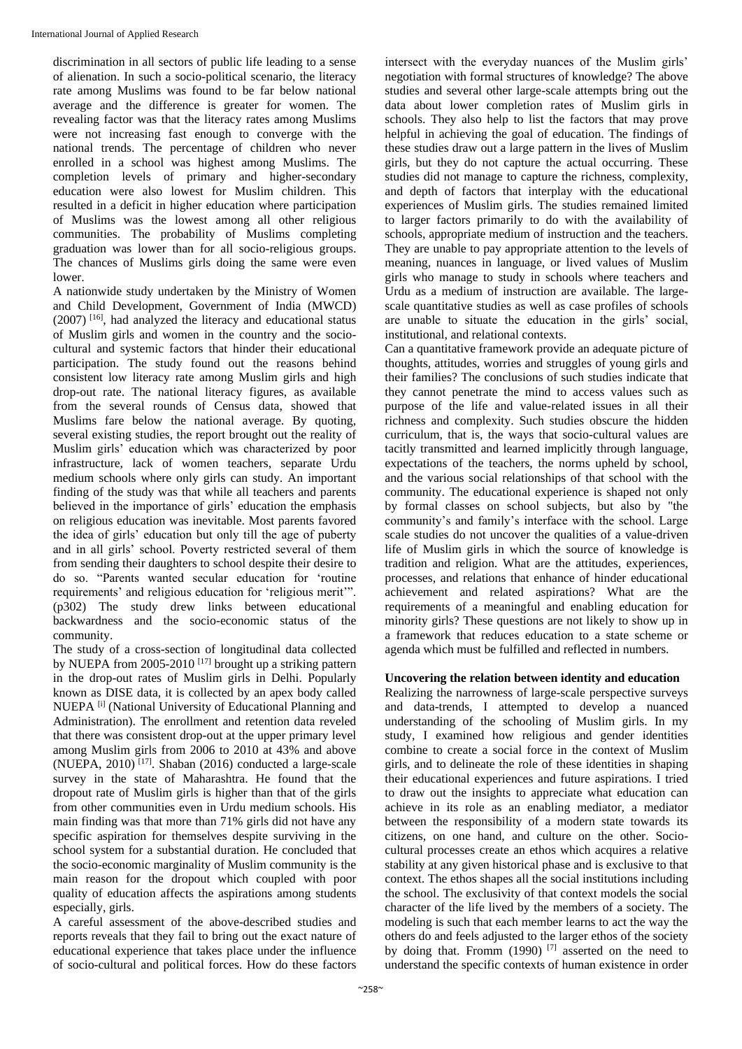discrimination in all sectors of public life leading to a sense of alienation. In such a socio-political scenario, the literacy rate among Muslims was found to be far below national average and the difference is greater for women. The revealing factor was that the literacy rates among Muslims were not increasing fast enough to converge with the national trends. The percentage of children who never enrolled in a school was highest among Muslims. The completion levels of primary and higher-secondary education were also lowest for Muslim children. This resulted in a deficit in higher education where participation of Muslims was the lowest among all other religious communities. The probability of Muslims completing graduation was lower than for all socio-religious groups. The chances of Muslims girls doing the same were even lower.

A nationwide study undertaken by the Ministry of Women and Child Development, Government of India (MWCD) (2007) [16], had analyzed the literacy and educational status of Muslim girls and women in the country and the socio-cultural and systemic factors that hinder their educational participation. The study found out the reasons behind consistent low literacy rate among Muslim girls and high drop-out rate. The national literacy figures, as available from the several rounds of Census data, showed that Muslims fare below the national average. By quoting, several existing studies, the report brought out the reality of Muslim girls' education which was characterized by poor infrastructure, lack of women teachers, separate Urdu medium schools where only girls can study. An important finding of the study was that while all teachers and parents believed in the importance of girls' education the emphasis on religious education was inevitable. Most parents favored the idea of girls' education but only till the age of puberty and in all girls' school. Poverty restricted several of them from sending their daughters to school despite their desire to do so. "Parents wanted secular education for 'routine requirements' and religious education for 'religious merit'". (p302) The study drew links between educational backwardness and the socio-economic status of the community.

The study of a cross-section of longitudinal data collected by NUEPA from 2005-2010 [17] brought up a striking pattern in the drop-out rates of Muslim girls in Delhi. Popularly known as DISE data, it is collected by an apex body called NUEPA [i] (National University of Educational Planning and Administration). The enrollment and retention data reveled that there was consistent drop-out at the upper primary level among Muslim girls from 2006 to 2010 at 43% and above (NUEPA, 2010) [17]. Shaban (2016) conducted a large-scale survey in the state of Maharashtra. He found that the dropout rate of Muslim girls is higher than that of the girls from other communities even in Urdu medium schools. His main finding was that more than 71% girls did not have any specific aspiration for themselves despite surviving in the school system for a substantial duration. He concluded that the socio-economic marginality of Muslim community is the main reason for the dropout which coupled with poor quality of education affects the aspirations among students especially, girls.

A careful assessment of the above-described studies and reports reveals that they fail to bring out the exact nature of educational experience that takes place under the influence of socio-cultural and political forces. How do these factors intersect with the everyday nuances of the Muslim girls' negotiation with formal structures of knowledge? The above studies and several other large-scale attempts bring out the data about lower completion rates of Muslim girls in schools. They also help to list the factors that may prove helpful in achieving the goal of education. The findings of these studies draw out a large pattern in the lives of Muslim girls, but they do not capture the actual occurring. These studies did not manage to capture the richness, complexity, and depth of factors that interplay with the educational experiences of Muslim girls. The studies remained limited to larger factors primarily to do with the availability of schools, appropriate medium of instruction and the teachers. They are unable to pay appropriate attention to the levels of meaning, nuances in language, or lived values of Muslim girls who manage to study in schools where teachers and Urdu as a medium of instruction are available. The large-scale quantitative studies as well as case profiles of schools are unable to situate the education in the girls' social, institutional, and relational contexts.

Can a quantitative framework provide an adequate picture of thoughts, attitudes, worries and struggles of young girls and their families? The conclusions of such studies indicate that they cannot penetrate the mind to access values such as purpose of the life and value-related issues in all their richness and complexity. Such studies obscure the hidden curriculum, that is, the ways that socio-cultural values are tacitly transmitted and learned implicitly through language, expectations of the teachers, the norms upheld by school, and the various social relationships of that school with the community. The educational experience is shaped not only by formal classes on school subjects, but also by "the community's and family's interface with the school. Large scale studies do not uncover the qualities of a value-driven life of Muslim girls in which the source of knowledge is tradition and religion. What are the attitudes, experiences, processes, and relations that enhance of hinder educational achievement and related aspirations? What are the requirements of a meaningful and enabling education for minority girls? These questions are not likely to show up in a framework that reduces education to a state scheme or agenda which must be fulfilled and reflected in numbers.

## Uncovering the relation between identity and education

Realizing the narrowness of large-scale perspective surveys and data-trends, I attempted to develop a nuanced understanding of the schooling of Muslim girls. In my study, I examined how religious and gender identities combine to create a social force in the context of Muslim girls, and to delineate the role of these identities in shaping their educational experiences and future aspirations. I tried to draw out the insights to appreciate what education can achieve in its role as an enabling mediator, a mediator between the responsibility of a modern state towards its citizens, on one hand, and culture on the other. Socio-cultural processes create an ethos which acquires a relative stability at any given historical phase and is exclusive to that context. The ethos shapes all the social institutions including the school. The exclusivity of that context models the social character of the life lived by the members of a society. The modeling is such that each member learns to act the way the others do and feels adjusted to the larger ethos of the society by doing that. Fromm (1990) [7] asserted on the need to understand the specific contexts of human existence in order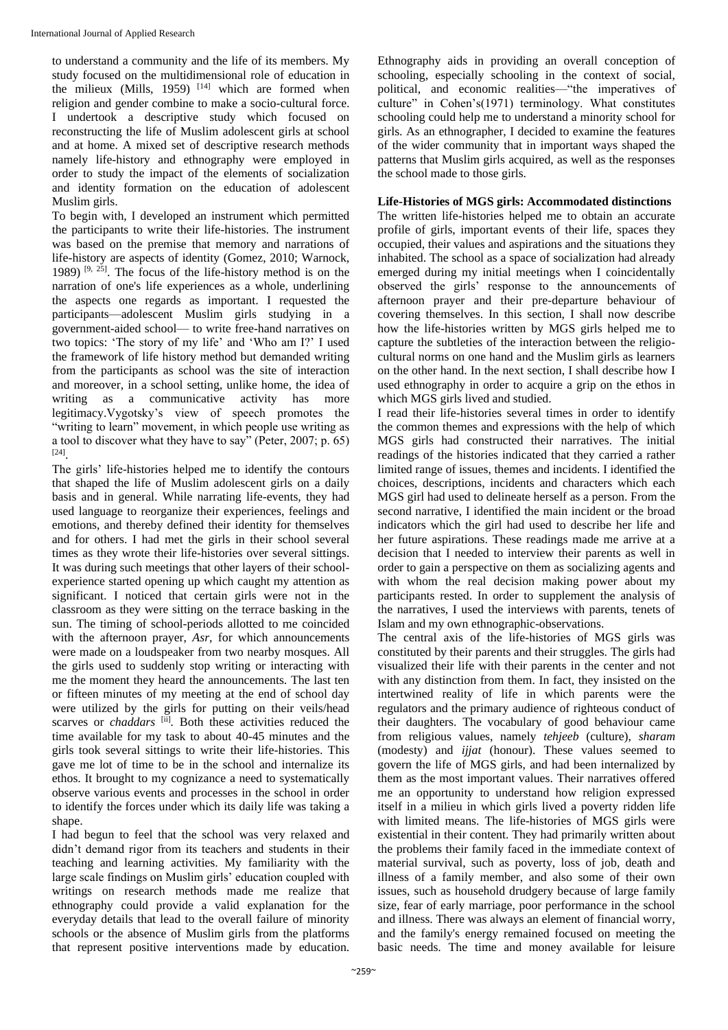to understand a community and the life of its members. My study focused on the multidimensional role of education in the milieux (Mills, 1959) [14] which are formed when religion and gender combine to make a socio-cultural force. I undertook a descriptive study which focused on reconstructing the life of Muslim adolescent girls at school and at home. A mixed set of descriptive research methods namely life-history and ethnography were employed in order to study the impact of the elements of socialization and identity formation on the education of adolescent Muslim girls.

To begin with, I developed an instrument which permitted the participants to write their life-histories. The instrument was based on the premise that memory and narrations of life-history are aspects of identity (Gomez, 2010; Warnock, 1989) [9, 25]. The focus of the life-history method is on the narration of one's life experiences as a whole, underlining the aspects one regards as important. I requested the participants—adolescent Muslim girls studying in a government-aided school— to write free-hand narratives on two topics: 'The story of my life' and 'Who am I?' I used the framework of life history method but demanded writing from the participants as school was the site of interaction and moreover, in a school setting, unlike home, the idea of writing as a communicative activity has more legitimacy.Vygotsky's view of speech promotes the "writing to learn" movement, in which people use writing as a tool to discover what they have to say" (Peter, 2007; p. 65) [24].

The girls' life-histories helped me to identify the contours that shaped the life of Muslim adolescent girls on a daily basis and in general. While narrating life-events, they had used language to reorganize their experiences, feelings and emotions, and thereby defined their identity for themselves and for others. I had met the girls in their school several times as they wrote their life-histories over several sittings. It was during such meetings that other layers of their school-experience started opening up which caught my attention as significant. I noticed that certain girls were not in the classroom as they were sitting on the terrace basking in the sun. The timing of school-periods allotted to me coincided with the afternoon prayer, *Asr*, for which announcements were made on a loudspeaker from two nearby mosques. All the girls used to suddenly stop writing or interacting with me the moment they heard the announcements. The last ten or fifteen minutes of my meeting at the end of school day were utilized by the girls for putting on their veils/head scarves or *chaddars* [ii]. Both these activities reduced the time available for my task to about 40-45 minutes and the girls took several sittings to write their life-histories. This gave me lot of time to be in the school and internalize its ethos. It brought to my cognizance a need to systematically observe various events and processes in the school in order to identify the forces under which its daily life was taking a shape.

I had begun to feel that the school was very relaxed and didn't demand rigor from its teachers and students in their teaching and learning activities. My familiarity with the large scale findings on Muslim girls' education coupled with writings on research methods made me realize that ethnography could provide a valid explanation for the everyday details that lead to the overall failure of minority schools or the absence of Muslim girls from the platforms that represent positive interventions made by education. Ethnography aids in providing an overall conception of schooling, especially schooling in the context of social, political, and economic realities—"the imperatives of culture" in Cohen's(1971) terminology. What constitutes schooling could help me to understand a minority school for girls. As an ethnographer, I decided to examine the features of the wider community that in important ways shaped the patterns that Muslim girls acquired, as well as the responses the school made to those girls.

## Life-Histories of MGS girls: Accommodated distinctions

The written life-histories helped me to obtain an accurate profile of girls, important events of their life, spaces they occupied, their values and aspirations and the situations they inhabited. The school as a space of socialization had already emerged during my initial meetings when I coincidentally observed the girls' response to the announcements of afternoon prayer and their pre-departure behaviour of covering themselves. In this section, I shall now describe how the life-histories written by MGS girls helped me to capture the subtleties of the interaction between the religio-cultural norms on one hand and the Muslim girls as learners on the other hand. In the next section, I shall describe how I used ethnography in order to acquire a grip on the ethos in which MGS girls lived and studied.

I read their life-histories several times in order to identify the common themes and expressions with the help of which MGS girls had constructed their narratives. The initial readings of the histories indicated that they carried a rather limited range of issues, themes and incidents. I identified the choices, descriptions, incidents and characters which each MGS girl had used to delineate herself as a person. From the second narrative, I identified the main incident or the broad indicators which the girl had used to describe her life and her future aspirations. These readings made me arrive at a decision that I needed to interview their parents as well in order to gain a perspective on them as socializing agents and with whom the real decision making power about my participants rested. In order to supplement the analysis of the narratives, I used the interviews with parents, tenets of Islam and my own ethnographic-observations.

The central axis of the life-histories of MGS girls was constituted by their parents and their struggles. The girls had visualized their life with their parents in the center and not with any distinction from them. In fact, they insisted on the intertwined reality of life in which parents were the regulators and the primary audience of righteous conduct of their daughters. The vocabulary of good behaviour came from religious values, namely *tehjeeb* (culture), *sharam* (modesty) and *ijjat* (honour). These values seemed to govern the life of MGS girls, and had been internalized by them as the most important values. Their narratives offered me an opportunity to understand how religion expressed itself in a milieu in which girls lived a poverty ridden life with limited means. The life-histories of MGS girls were existential in their content. They had primarily written about the problems their family faced in the immediate context of material survival, such as poverty, loss of job, death and illness of a family member, and also some of their own issues, such as household drudgery because of large family size, fear of early marriage, poor performance in the school and illness. There was always an element of financial worry, and the family's energy remained focused on meeting the basic needs. The time and money available for leisure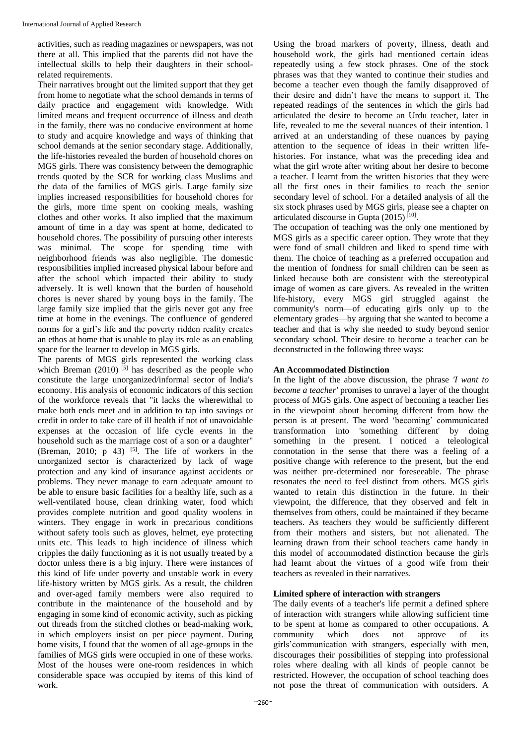activities, such as reading magazines or newspapers, was not there at all. This implied that the parents did not have the intellectual skills to help their daughters in their school-related requirements.

Their narratives brought out the limited support that they get from home to negotiate what the school demands in terms of daily practice and engagement with knowledge. With limited means and frequent occurrence of illness and death in the family, there was no conducive environment at home to study and acquire knowledge and ways of thinking that school demands at the senior secondary stage. Additionally, the life-histories revealed the burden of household chores on MGS girls. There was consistency between the demographic trends quoted by the SCR for working class Muslims and the data of the families of MGS girls. Large family size implies increased responsibilities for household chores for the girls, more time spent on cooking meals, washing clothes and other works. It also implied that the maximum amount of time in a day was spent at home, dedicated to household chores. The possibility of pursuing other interests was minimal. The scope for spending time with neighborhood friends was also negligible. The domestic responsibilities implied increased physical labour before and after the school which impacted their ability to study adversely. It is well known that the burden of household chores is never shared by young boys in the family. The large family size implied that the girls never got any free time at home in the evenings. The confluence of gendered norms for a girl's life and the poverty ridden reality creates an ethos at home that is unable to play its role as an enabling space for the learner to develop in MGS girls.

The parents of MGS girls represented the working class which Breman (2010) [5] has described as the people who constitute the large unorganized/informal sector of India's economy. His analysis of economic indicators of this section of the workforce reveals that "it lacks the wherewithal to make both ends meet and in addition to tap into savings or credit in order to take care of ill health if not of unavoidable expenses at the occasion of life cycle events in the household such as the marriage cost of a son or a daughter" (Breman, 2010; p 43) [5]. The life of workers in the unorganized sector is characterized by lack of wage protection and any kind of insurance against accidents or problems. They never manage to earn adequate amount to be able to ensure basic facilities for a healthy life, such as a well-ventilated house, clean drinking water, food which provides complete nutrition and good quality woolens in winters. They engage in work in precarious conditions without safety tools such as gloves, helmet, eye protecting units etc. This leads to high incidence of illness which cripples the daily functioning as it is not usually treated by a doctor unless there is a big injury. There were instances of this kind of life under poverty and unstable work in every life-history written by MGS girls. As a result, the children and over-aged family members were also required to contribute in the maintenance of the household and by engaging in some kind of economic activity, such as picking out threads from the stitched clothes or bead-making work, in which employers insist on per piece payment. During home visits, I found that the women of all age-groups in the families of MGS girls were occupied in one of these works. Most of the houses were one-room residences in which considerable space was occupied by items of this kind of work.

Using the broad markers of poverty, illness, death and household work, the girls had mentioned certain ideas repeatedly using a few stock phrases. One of the stock phrases was that they wanted to continue their studies and become a teacher even though the family disapproved of their desire and didn't have the means to support it. The repeated readings of the sentences in which the girls had articulated the desire to become an Urdu teacher, later in life, revealed to me the several nuances of their intention. I arrived at an understanding of these nuances by paying attention to the sequence of ideas in their written life-histories. For instance, what was the preceding idea and what the girl wrote after writing about her desire to become a teacher. I learnt from the written histories that they were all the first ones in their families to reach the senior secondary level of school. For a detailed analysis of all the six stock phrases used by MGS girls, please see a chapter on articulated discourse in Gupta (2015) [10].

The occupation of teaching was the only one mentioned by MGS girls as a specific career option. They wrote that they were fond of small children and liked to spend time with them. The choice of teaching as a preferred occupation and the mention of fondness for small children can be seen as linked because both are consistent with the stereotypical image of women as care givers. As revealed in the written life-history, every MGS girl struggled against the community's norm—of educating girls only up to the elementary grades—by arguing that she wanted to become a teacher and that is why she needed to study beyond senior secondary school. Their desire to become a teacher can be deconstructed in the following three ways:

### An Accommodated Distinction

In the light of the above discussion, the phrase *'I want to become a teacher'* promises to unravel a layer of the thought process of MGS girls. One aspect of becoming a teacher lies in the viewpoint about becoming different from how the person is at present. The word 'becoming' communicated transformation into 'something different' by doing something in the present. I noticed a teleological connotation in the sense that there was a feeling of a positive change with reference to the present, but the end was neither pre-determined nor foreseeable. The phrase resonates the need to feel distinct from others. MGS girls wanted to retain this distinction in the future. In their viewpoint, the difference, that they observed and felt in themselves from others, could be maintained if they became teachers. As teachers they would be sufficiently different from their mothers and sisters, but not alienated. The learning drawn from their school teachers came handy in this model of accommodated distinction because the girls had learnt about the virtues of a good wife from their teachers as revealed in their narratives.

### Limited sphere of interaction with strangers

The daily events of a teacher's life permit a defined sphere of interaction with strangers while allowing sufficient time to be spent at home as compared to other occupations. A community which does not approve of its girls'communication with strangers, especially with men, discourages their possibilities of stepping into professional roles where dealing with all kinds of people cannot be restricted. However, the occupation of school teaching does not pose the threat of communication with outsiders. A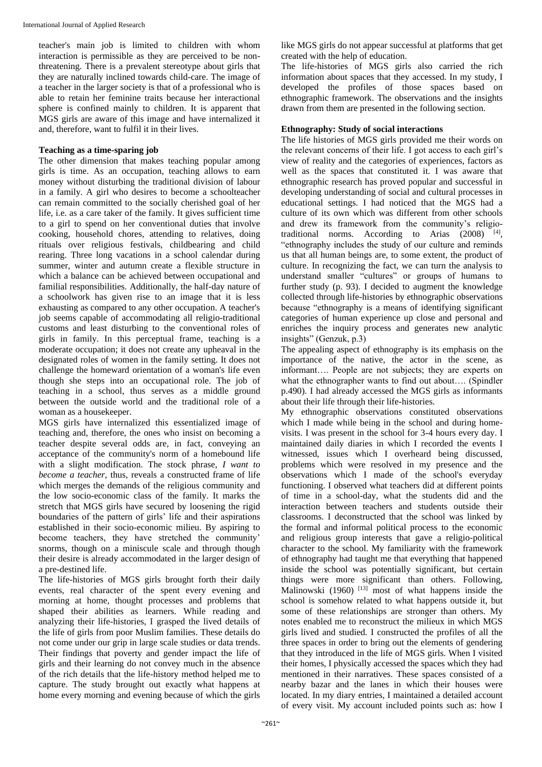teacher's main job is limited to children with whom interaction is permissible as they are perceived to be non-threatening. There is a prevalent stereotype about girls that they are naturally inclined towards child-care. The image of a teacher in the larger society is that of a professional who is able to retain her feminine traits because her interactional sphere is confined mainly to children. It is apparent that MGS girls are aware of this image and have internalized it and, therefore, want to fulfil it in their lives.

**Teaching as a time-sparing job**

The other dimension that makes teaching popular among girls is time. As an occupation, teaching allows to earn money without disturbing the traditional division of labour in a family. A girl who desires to become a schoolteacher can remain committed to the socially cherished goal of her life, i.e. as a care taker of the family. It gives sufficient time to a girl to spend on her conventional duties that involve cooking, household chores, attending to relatives, doing rituals over religious festivals, childbearing and child rearing. Three long vacations in a school calendar during summer, winter and autumn create a flexible structure in which a balance can be achieved between occupational and familial responsibilities. Additionally, the half-day nature of a schoolwork has given rise to an image that it is less exhausting as compared to any other occupation. A teacher's job seems capable of accommodating all religio-traditional customs and least disturbing to the conventional roles of girls in family. In this perceptual frame, teaching is a moderate occupation; it does not create any upheaval in the designated roles of women in the family setting. It does not challenge the homeward orientation of a woman's life even though she steps into an occupational role. The job of teaching in a school, thus serves as a middle ground between the outside world and the traditional role of a woman as a housekeeper.

MGS girls have internalized this essentialized image of teaching and, therefore, the ones who insist on becoming a teacher despite several odds are, in fact, conveying an acceptance of the community's norm of a homebound life with a slight modification. The stock phrase, *I want to become a teacher*, thus, reveals a constructed frame of life which merges the demands of the religious community and the low socio-economic class of the family. It marks the stretch that MGS girls have secured by loosening the rigid boundaries of the pattern of girls' life and their aspirations established in their socio-economic milieu. By aspiring to become teachers, they have stretched the community' snorms, though on a miniscule scale and even though though their desire is already accommodated in the larger design of a pre-destined life.

The life-histories of MGS girls brought forth their daily events, real character of the spent every evening and morning at home, thought processes and problems that shaped their abilities as learners. While reading and analyzing their life-histories, I grasped the lived details of the life of girls from poor Muslim families. These details do not come under our grip in large scale studies or data trends. Their findings that poverty and gender impact the life of girls and their learning do not convey much in the absence of the rich details that the life-history method helped me to capture. The study brought out exactly what happens at home every morning and evening because of which the girls like MGS girls do not appear successful at platforms that get created with the help of education.

The life-histories of MGS girls also carried the rich information about spaces that they accessed. In my study, I developed the profiles of those spaces based on ethnographic framework. The observations and the insights drawn from them are presented in the following section.

**Ethnography: Study of social interactions**

The life histories of MGS girls provided me their words on the relevant concerns of their life. I got access to each girl's view of reality and the categories of experiences, factors as well as the spaces that constituted it. I was aware that ethnographic research has proved popular and successful in developing understanding of social and cultural processes in educational settings. I had noticed that the MGS had a culture of its own which was different from other schools and drew its framework from the community's religio-traditional norms. According to Arias (2008) [4], "ethnography includes the study of our culture and reminds us that all human beings are, to some extent, the product of culture. In recognizing the fact, we can turn the analysis to understand smaller "cultures" or groups of humans to further study (p. 93). I decided to augment the knowledge collected through life-histories by ethnographic observations because "ethnography is a means of identifying significant categories of human experience up close and personal and enriches the inquiry process and generates new analytic insights" (Genzuk, p.3)

The appealing aspect of ethnography is its emphasis on the importance of the native, the actor in the scene, as informant…. People are not subjects; they are experts on what the ethnographer wants to find out about…. (Spindler p.490). I had already accessed the MGS girls as informants about their life through their life-histories.

My ethnographic observations constituted observations which I made while being in the school and during home-visits. I was present in the school for 3-4 hours every day. I maintained daily diaries in which I recorded the events I witnessed, issues which I overheard being discussed, problems which were resolved in my presence and the observations which I made of the school's everyday functioning. I observed what teachers did at different points of time in a school-day, what the students did and the interaction between teachers and students outside their classrooms. I deconstructed that the school was linked by the formal and informal political process to the economic and religious group interests that gave a religio-political character to the school. My familiarity with the framework of ethnography had taught me that everything that happened inside the school was potentially significant, but certain things were more significant than others. Following, Malinowski (1960) [13] most of what happens inside the school is somehow related to what happens outside it, but some of these relationships are stronger than others. My notes enabled me to reconstruct the milieux in which MGS girls lived and studied. I constructed the profiles of all the three spaces in order to bring out the elements of gendering that they introduced in the life of MGS girls. When I visited their homes, I physically accessed the spaces which they had mentioned in their narratives. These spaces consisted of a nearby bazar and the lanes in which their houses were located. In my diary entries, I maintained a detailed account of every visit. My account included points such as: how I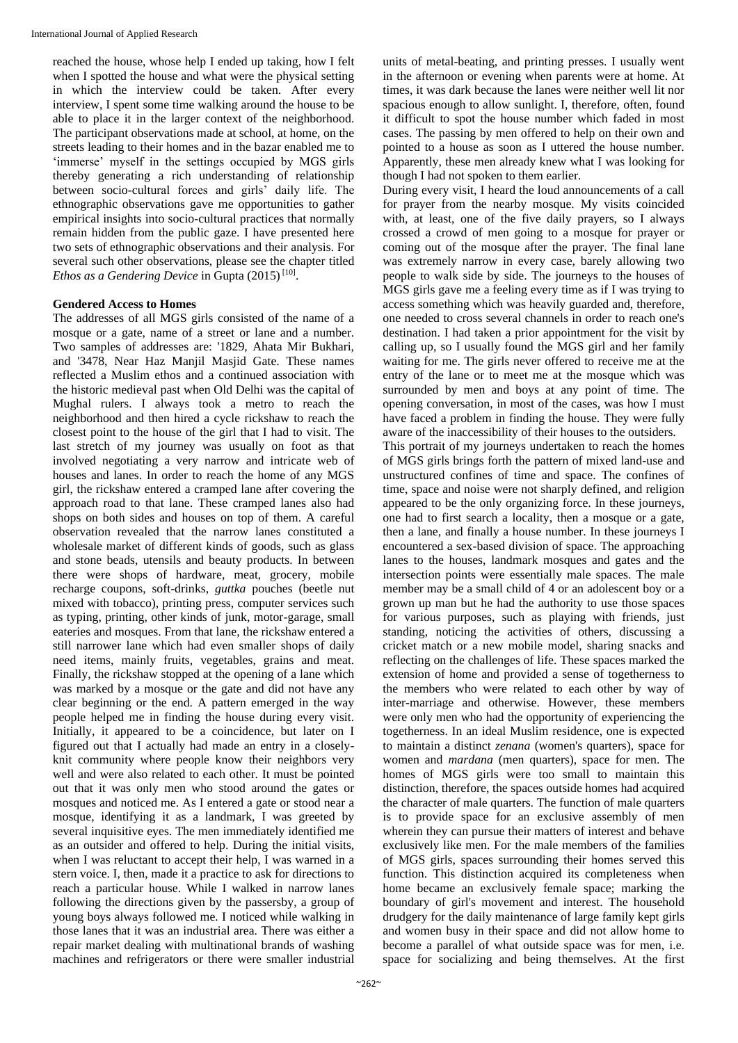reached the house, whose help I ended up taking, how I felt when I spotted the house and what were the physical setting in which the interview could be taken. After every interview, I spent some time walking around the house to be able to place it in the larger context of the neighborhood. The participant observations made at school, at home, on the streets leading to their homes and in the bazar enabled me to 'immerse' myself in the settings occupied by MGS girls thereby generating a rich understanding of relationship between socio-cultural forces and girls' daily life. The ethnographic observations gave me opportunities to gather empirical insights into socio-cultural practices that normally remain hidden from the public gaze. I have presented here two sets of ethnographic observations and their analysis. For several such other observations, please see the chapter titled *Ethos as a Gendering Device* in Gupta (2015) [10].

**Gendered Access to Homes**

The addresses of all MGS girls consisted of the name of a mosque or a gate, name of a street or lane and a number. Two samples of addresses are: '1829, Ahata Mir Bukhari, and '3478, Near Haz Manjil Masjid Gate. These names reflected a Muslim ethos and a continued association with the historic medieval past when Old Delhi was the capital of Mughal rulers. I always took a metro to reach the neighborhood and then hired a cycle rickshaw to reach the closest point to the house of the girl that I had to visit. The last stretch of my journey was usually on foot as that involved negotiating a very narrow and intricate web of houses and lanes. In order to reach the home of any MGS girl, the rickshaw entered a cramped lane after covering the approach road to that lane. These cramped lanes also had shops on both sides and houses on top of them. A careful observation revealed that the narrow lanes constituted a wholesale market of different kinds of goods, such as glass and stone beads, utensils and beauty products. In between there were shops of hardware, meat, grocery, mobile recharge coupons, soft-drinks, *guttka* pouches (beetle nut mixed with tobacco), printing press, computer services such as typing, printing, other kinds of junk, motor-garage, small eateries and mosques. From that lane, the rickshaw entered a still narrower lane which had even smaller shops of daily need items, mainly fruits, vegetables, grains and meat. Finally, the rickshaw stopped at the opening of a lane which was marked by a mosque or the gate and did not have any clear beginning or the end. A pattern emerged in the way people helped me in finding the house during every visit. Initially, it appeared to be a coincidence, but later on I figured out that I actually had made an entry in a closely-knit community where people know their neighbors very well and were also related to each other. It must be pointed out that it was only men who stood around the gates or mosques and noticed me. As I entered a gate or stood near a mosque, identifying it as a landmark, I was greeted by several inquisitive eyes. The men immediately identified me as an outsider and offered to help. During the initial visits, when I was reluctant to accept their help, I was warned in a stern voice. I, then, made it a practice to ask for directions to reach a particular house. While I walked in narrow lanes following the directions given by the passersby, a group of young boys always followed me. I noticed while walking in those lanes that it was an industrial area. There was either a repair market dealing with multinational brands of washing machines and refrigerators or there were smaller industrial units of metal-beating, and printing presses. I usually went in the afternoon or evening when parents were at home. At times, it was dark because the lanes were neither well lit nor spacious enough to allow sunlight. I, therefore, often, found it difficult to spot the house number which faded in most cases. The passing by men offered to help on their own and pointed to a house as soon as I uttered the house number. Apparently, these men already knew what I was looking for though I had not spoken to them earlier.

During every visit, I heard the loud announcements of a call for prayer from the nearby mosque. My visits coincided with, at least, one of the five daily prayers, so I always crossed a crowd of men going to a mosque for prayer or coming out of the mosque after the prayer. The final lane was extremely narrow in every case, barely allowing two people to walk side by side. The journeys to the houses of MGS girls gave me a feeling every time as if I was trying to access something which was heavily guarded and, therefore, one needed to cross several channels in order to reach one's destination. I had taken a prior appointment for the visit by calling up, so I usually found the MGS girl and her family waiting for me. The girls never offered to receive me at the entry of the lane or to meet me at the mosque which was surrounded by men and boys at any point of time. The opening conversation, in most of the cases, was how I must have faced a problem in finding the house. They were fully aware of the inaccessibility of their houses to the outsiders.

This portrait of my journeys undertaken to reach the homes of MGS girls brings forth the pattern of mixed land-use and unstructured confines of time and space. The confines of time, space and noise were not sharply defined, and religion appeared to be the only organizing force. In these journeys, one had to first search a locality, then a mosque or a gate, then a lane, and finally a house number. In these journeys I encountered a sex-based division of space. The approaching lanes to the houses, landmark mosques and gates and the intersection points were essentially male spaces. The male member may be a small child of 4 or an adolescent boy or a grown up man but he had the authority to use those spaces for various purposes, such as playing with friends, just standing, noticing the activities of others, discussing a cricket match or a new mobile model, sharing snacks and reflecting on the challenges of life. These spaces marked the extension of home and provided a sense of togetherness to the members who were related to each other by way of inter-marriage and otherwise. However, these members were only men who had the opportunity of experiencing the togetherness. In an ideal Muslim residence, one is expected to maintain a distinct *zenana* (women's quarters), space for women and *mardana* (men quarters), space for men. The homes of MGS girls were too small to maintain this distinction, therefore, the spaces outside homes had acquired the character of male quarters. The function of male quarters is to provide space for an exclusive assembly of men wherein they can pursue their matters of interest and behave exclusively like men. For the male members of the families of MGS girls, spaces surrounding their homes served this function. This distinction acquired its completeness when home became an exclusively female space; marking the boundary of girl's movement and interest. The household drudgery for the daily maintenance of large family kept girls and women busy in their space and did not allow home to become a parallel of what outside space was for men, i.e. space for socializing and being themselves. At the first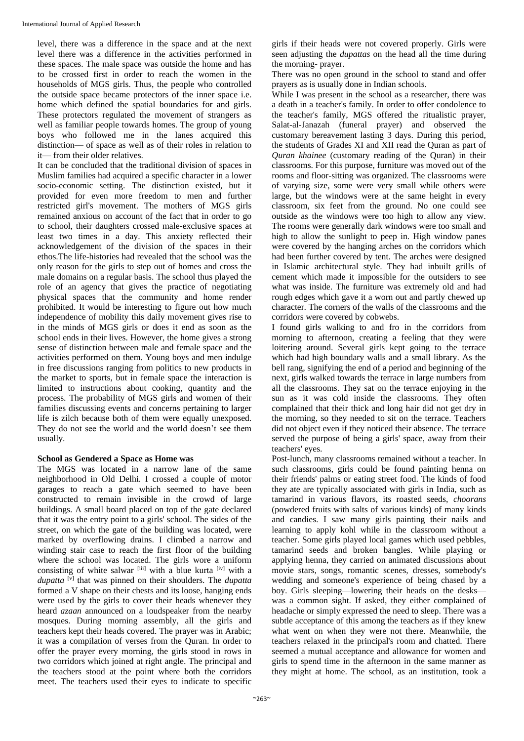level, there was a difference in the space and at the next level there was a difference in the activities performed in these spaces. The male space was outside the home and has to be crossed first in order to reach the women in the households of MGS girls. Thus, the people who controlled the outside space became protectors of the inner space i.e. home which defined the spatial boundaries for and girls. These protectors regulated the movement of strangers as well as familiar people towards homes. The group of young boys who followed me in the lanes acquired this distinction— of space as well as of their roles in relation to it— from their older relatives.

It can be concluded that the traditional division of spaces in Muslim families had acquired a specific character in a lower socio-economic setting. The distinction existed, but it provided for even more freedom to men and further restricted girl's movement. The mothers of MGS girls remained anxious on account of the fact that in order to go to school, their daughters crossed male-exclusive spaces at least two times in a day. This anxiety reflected their acknowledgement of the division of the spaces in their ethos.The life-histories had revealed that the school was the only reason for the girls to step out of homes and cross the male domains on a regular basis. The school thus played the role of an agency that gives the practice of negotiating physical spaces that the community and home render prohibited. It would be interesting to figure out how much independence of mobility this daily movement gives rise to in the minds of MGS girls or does it end as soon as the school ends in their lives. However, the home gives a strong sense of distinction between male and female space and the activities performed on them. Young boys and men indulge in free discussions ranging from politics to new products in the market to sports, but in female space the interaction is limited to instructions about cooking, quantity and the process. The probability of MGS girls and women of their families discussing events and concerns pertaining to larger life is zilch because both of them were equally unexposed. They do not see the world and the world doesn't see them usually.

**School as Gendered a Space as Home was**

The MGS was located in a narrow lane of the same neighborhood in Old Delhi. I crossed a couple of motor garages to reach a gate which seemed to have been constructed to remain invisible in the crowd of large buildings. A small board placed on top of the gate declared that it was the entry point to a girls' school. The sides of the street, on which the gate of the building was located, were marked by overflowing drains. I climbed a narrow and winding stair case to reach the first floor of the building where the school was located. The girls wore a uniform consisting of white salwar [iii] with a blue kurta [iv] with a *dupatta* [v] that was pinned on their shoulders. The *dupatta* formed a V shape on their chests and its loose, hanging ends were used by the girls to cover their heads whenever they heard *azaan* announced on a loudspeaker from the nearby mosques. During morning assembly, all the girls and teachers kept their heads covered. The prayer was in Arabic; it was a compilation of verses from the Quran. In order to offer the prayer every morning, the girls stood in rows in two corridors which joined at right angle. The principal and the teachers stood at the point where both the corridors meet. The teachers used their eyes to indicate to specific girls if their heads were not covered properly. Girls were seen adjusting the *dupattas* on the head all the time during the morning- prayer.

There was no open ground in the school to stand and offer prayers as is usually done in Indian schools.

While I was present in the school as a researcher, there was a death in a teacher's family. In order to offer condolence to the teacher's family, MGS offered the ritualistic prayer, Salat-al-Janazah (funeral prayer) and observed the customary bereavement lasting 3 days. During this period, the students of Grades XI and XII read the Quran as part of *Quran khainee* (customary reading of the Quran) in their classrooms. For this purpose, furniture was moved out of the rooms and floor-sitting was organized. The classrooms were of varying size, some were very small while others were large, but the windows were at the same height in every classroom, six feet from the ground. No one could see outside as the windows were too high to allow any view. The rooms were generally dark windows were too small and high to allow the sunlight to peep in. High window panes were covered by the hanging arches on the corridors which had been further covered by tent. The arches were designed in Islamic architectural style. They had inbuilt grills of cement which made it impossible for the outsiders to see what was inside. The furniture was extremely old and had rough edges which gave it a worn out and partly chewed up character. The corners of the walls of the classrooms and the corridors were covered by cobwebs.

I found girls walking to and fro in the corridors from morning to afternoon, creating a feeling that they were loitering around. Several girls kept going to the terrace which had high boundary walls and a small library. As the bell rang, signifying the end of a period and beginning of the next, girls walked towards the terrace in large numbers from all the classrooms. They sat on the terrace enjoying in the sun as it was cold inside the classrooms. They often complained that their thick and long hair did not get dry in the morning, so they needed to sit on the terrace. Teachers did not object even if they noticed their absence. The terrace served the purpose of being a girls' space, away from their teachers' eyes.

Post-lunch, many classrooms remained without a teacher. In such classrooms, girls could be found painting henna on their friends' palms or eating street food. The kinds of food they ate are typically associated with girls in India, such as tamarind in various flavors, its roasted seeds, *choorans* (powdered fruits with salts of various kinds) of many kinds and candies. I saw many girls painting their nails and learning to apply kohl while in the classroom without a teacher. Some girls played local games which used pebbles, tamarind seeds and broken bangles. While playing or applying henna, they carried on animated discussions about movie stars, songs, romantic scenes, dresses, somebody's wedding and someone's experience of being chased by a boy. Girls sleeping—lowering their heads on the desks—was a common sight. If asked, they either complained of headache or simply expressed the need to sleep. There was a subtle acceptance of this among the teachers as if they knew what went on when they were not there. Meanwhile, the teachers relaxed in the principal's room and chatted. There seemed a mutual acceptance and allowance for women and girls to spend time in the afternoon in the same manner as they might at home. The school, as an institution, took a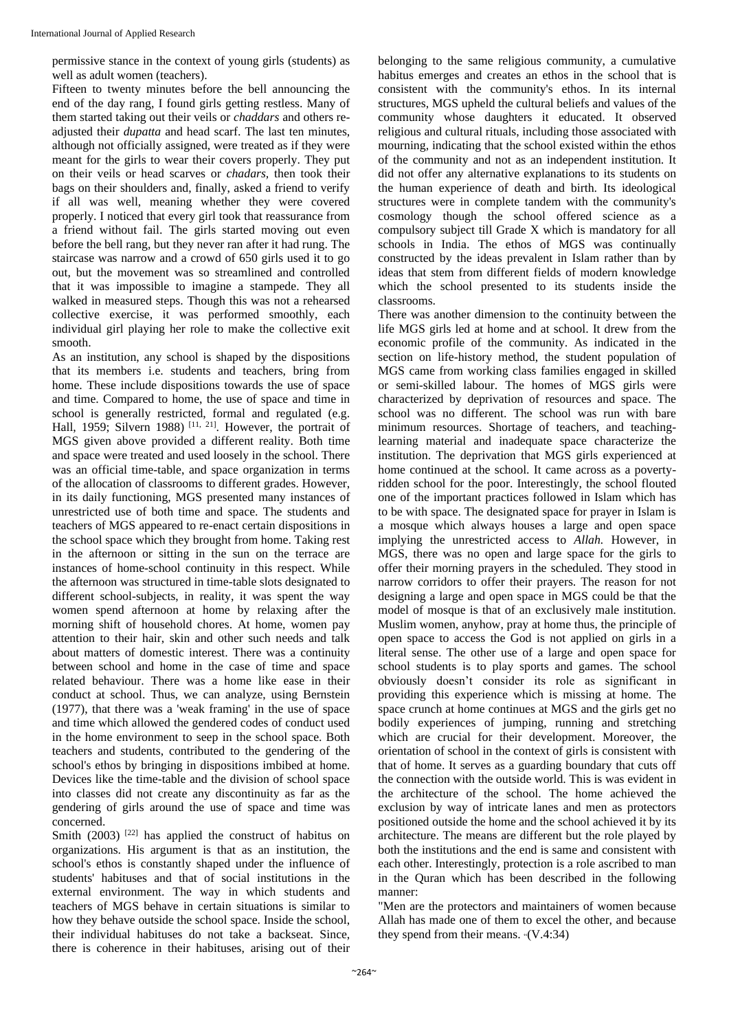permissive stance in the context of young girls (students) as well as adult women (teachers).

Fifteen to twenty minutes before the bell announcing the end of the day rang, I found girls getting restless. Many of them started taking out their veils or *chaddars* and others re-adjusted their *dupatta* and head scarf. The last ten minutes, although not officially assigned, were treated as if they were meant for the girls to wear their covers properly. They put on their veils or head scarves or *chadars,* then took their bags on their shoulders and, finally, asked a friend to verify if all was well, meaning whether they were covered properly. I noticed that every girl took that reassurance from a friend without fail. The girls started moving out even before the bell rang, but they never ran after it had rung. The staircase was narrow and a crowd of 650 girls used it to go out, but the movement was so streamlined and controlled that it was impossible to imagine a stampede. They all walked in measured steps. Though this was not a rehearsed collective exercise, it was performed smoothly, each individual girl playing her role to make the collective exit smooth.

As an institution, any school is shaped by the dispositions that its members i.e. students and teachers, bring from home. These include dispositions towards the use of space and time. Compared to home, the use of space and time in school is generally restricted, formal and regulated (e.g. Hall, 1959; Silvern 1988) [11, 21]. However, the portrait of MGS given above provided a different reality. Both time and space were treated and used loosely in the school. There was an official time-table, and space organization in terms of the allocation of classrooms to different grades. However, in its daily functioning, MGS presented many instances of unrestricted use of both time and space. The students and teachers of MGS appeared to re-enact certain dispositions in the school space which they brought from home. Taking rest in the afternoon or sitting in the sun on the terrace are instances of home-school continuity in this respect. While the afternoon was structured in time-table slots designated to different school-subjects, in reality, it was spent the way women spend afternoon at home by relaxing after the morning shift of household chores. At home, women pay attention to their hair, skin and other such needs and talk about matters of domestic interest. There was a continuity between school and home in the case of time and space related behaviour. There was a home like ease in their conduct at school. Thus, we can analyze, using Bernstein (1977), that there was a 'weak framing' in the use of space and time which allowed the gendered codes of conduct used in the home environment to seep in the school space. Both teachers and students, contributed to the gendering of the school's ethos by bringing in dispositions imbibed at home. Devices like the time-table and the division of school space into classes did not create any discontinuity as far as the gendering of girls around the use of space and time was concerned.

Smith (2003) [22] has applied the construct of habitus on organizations. His argument is that as an institution, the school's ethos is constantly shaped under the influence of students' habituses and that of social institutions in the external environment. The way in which students and teachers of MGS behave in certain situations is similar to how they behave outside the school space. Inside the school, their individual habituses do not take a backseat. Since, there is coherence in their habituses, arising out of their belonging to the same religious community, a cumulative habitus emerges and creates an ethos in the school that is consistent with the community's ethos. In its internal structures, MGS upheld the cultural beliefs and values of the community whose daughters it educated. It observed religious and cultural rituals, including those associated with mourning, indicating that the school existed within the ethos of the community and not as an independent institution. It did not offer any alternative explanations to its students on the human experience of death and birth. Its ideological structures were in complete tandem with the community's cosmology though the school offered science as a compulsory subject till Grade X which is mandatory for all schools in India. The ethos of MGS was continually constructed by the ideas prevalent in Islam rather than by ideas that stem from different fields of modern knowledge which the school presented to its students inside the classrooms.

There was another dimension to the continuity between the life MGS girls led at home and at school. It drew from the economic profile of the community. As indicated in the section on life-history method, the student population of MGS came from working class families engaged in skilled or semi-skilled labour. The homes of MGS girls were characterized by deprivation of resources and space. The school was no different. The school was run with bare minimum resources. Shortage of teachers, and teaching-learning material and inadequate space characterize the institution. The deprivation that MGS girls experienced at home continued at the school. It came across as a poverty-ridden school for the poor. Interestingly, the school flouted one of the important practices followed in Islam which has to be with space. The designated space for prayer in Islam is a mosque which always houses a large and open space implying the unrestricted access to *Allah.* However, in MGS, there was no open and large space for the girls to offer their morning prayers in the scheduled. They stood in narrow corridors to offer their prayers. The reason for not designing a large and open space in MGS could be that the model of mosque is that of an exclusively male institution. Muslim women, anyhow, pray at home thus, the principle of open space to access the God is not applied on girls in a literal sense. The other use of a large and open space for school students is to play sports and games. The school obviously doesn't consider its role as significant in providing this experience which is missing at home. The space crunch at home continues at MGS and the girls get no bodily experiences of jumping, running and stretching which are crucial for their development. Moreover, the orientation of school in the context of girls is consistent with that of home. It serves as a guarding boundary that cuts off the connection with the outside world. This is was evident in the architecture of the school. The home achieved the exclusion by way of intricate lanes and men as protectors positioned outside the home and the school achieved it by its architecture. The means are different but the role played by both the institutions and the end is same and consistent with each other. Interestingly, protection is a role ascribed to man in the Quran which has been described in the following manner:

"Men are the protectors and maintainers of women because Allah has made one of them to excel the other, and because they spend from their means. "(V.4:34)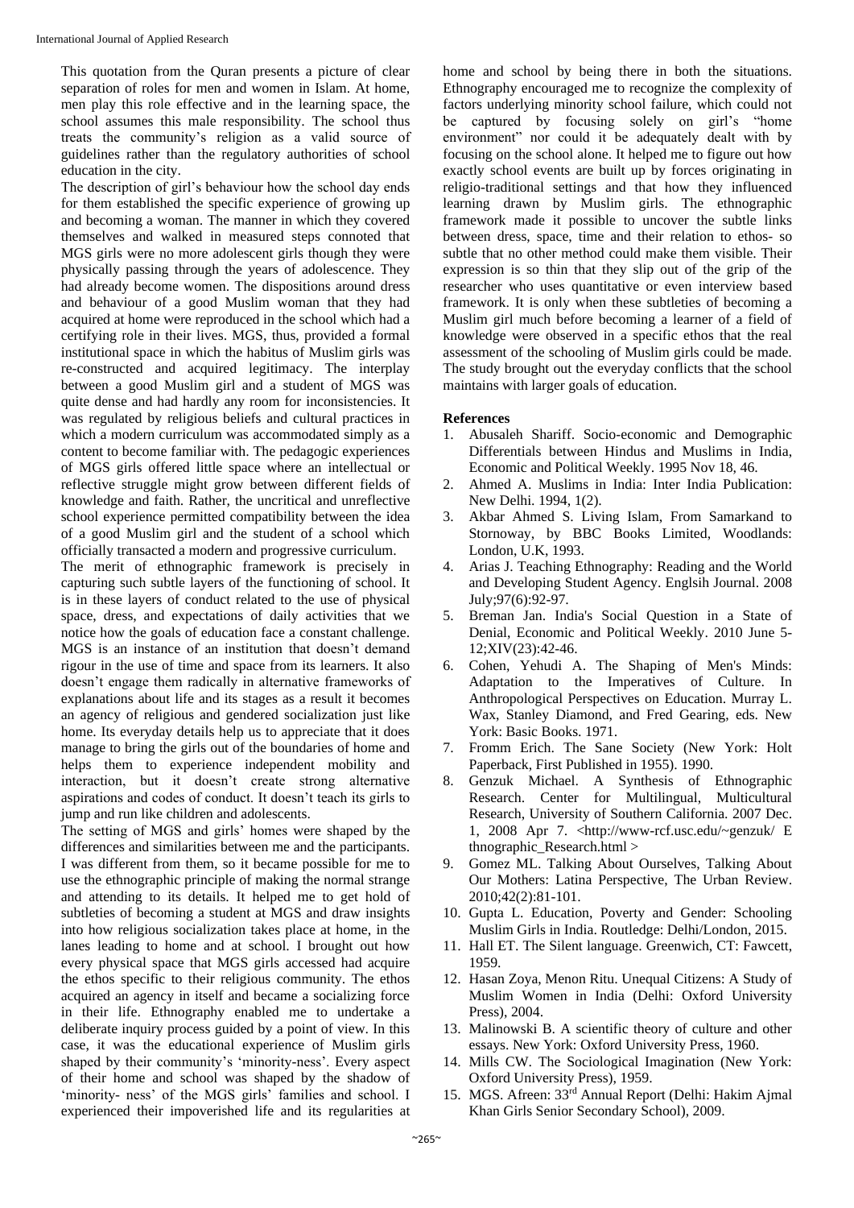This quotation from the Quran presents a picture of clear separation of roles for men and women in Islam. At home, men play this role effective and in the learning space, the school assumes this male responsibility. The school thus treats the community's religion as a valid source of guidelines rather than the regulatory authorities of school education in the city.

The description of girl's behaviour how the school day ends for them established the specific experience of growing up and becoming a woman. The manner in which they covered themselves and walked in measured steps connoted that MGS girls were no more adolescent girls though they were physically passing through the years of adolescence. They had already become women. The dispositions around dress and behaviour of a good Muslim woman that they had acquired at home were reproduced in the school which had a certifying role in their lives. MGS, thus, provided a formal institutional space in which the habitus of Muslim girls was re-constructed and acquired legitimacy. The interplay between a good Muslim girl and a student of MGS was quite dense and had hardly any room for inconsistencies. It was regulated by religious beliefs and cultural practices in which a modern curriculum was accommodated simply as a content to become familiar with. The pedagogic experiences of MGS girls offered little space where an intellectual or reflective struggle might grow between different fields of knowledge and faith. Rather, the uncritical and unreflective school experience permitted compatibility between the idea of a good Muslim girl and the student of a school which officially transacted a modern and progressive curriculum.

The merit of ethnographic framework is precisely in capturing such subtle layers of the functioning of school. It is in these layers of conduct related to the use of physical space, dress, and expectations of daily activities that we notice how the goals of education face a constant challenge. MGS is an instance of an institution that doesn't demand rigour in the use of time and space from its learners. It also doesn't engage them radically in alternative frameworks of explanations about life and its stages as a result it becomes an agency of religious and gendered socialization just like home. Its everyday details help us to appreciate that it does manage to bring the girls out of the boundaries of home and helps them to experience independent mobility and interaction, but it doesn't create strong alternative aspirations and codes of conduct. It doesn't teach its girls to jump and run like children and adolescents.

The setting of MGS and girls' homes were shaped by the differences and similarities between me and the participants. I was different from them, so it became possible for me to use the ethnographic principle of making the normal strange and attending to its details. It helped me to get hold of subtleties of becoming a student at MGS and draw insights into how religious socialization takes place at home, in the lanes leading to home and at school. I brought out how every physical space that MGS girls accessed had acquire the ethos specific to their religious community. The ethos acquired an agency in itself and became a socializing force in their life. Ethnography enabled me to undertake a deliberate inquiry process guided by a point of view. In this case, it was the educational experience of Muslim girls shaped by their community's 'minority-ness'. Every aspect of their home and school was shaped by the shadow of 'minority- ness' of the MGS girls' families and school. I experienced their impoverished life and its regularities at home and school by being there in both the situations. Ethnography encouraged me to recognize the complexity of factors underlying minority school failure, which could not be captured by focusing solely on girl's "home environment" nor could it be adequately dealt with by focusing on the school alone. It helped me to figure out how exactly school events are built up by forces originating in religio-traditional settings and that how they influenced learning drawn by Muslim girls. The ethnographic framework made it possible to uncover the subtle links between dress, space, time and their relation to ethos- so subtle that no other method could make them visible. Their expression is so thin that they slip out of the grip of the researcher who uses quantitative or even interview based framework. It is only when these subtleties of becoming a Muslim girl much before becoming a learner of a field of knowledge were observed in a specific ethos that the real assessment of the schooling of Muslim girls could be made. The study brought out the everyday conflicts that the school maintains with larger goals of education.

## References

1. Abusaleh Shariff. Socio-economic and Demographic Differentials between Hindus and Muslims in India, Economic and Political Weekly. 1995 Nov 18, 46.
2. Ahmed A. Muslims in India: Inter India Publication: New Delhi. 1994, 1(2).
3. Akbar Ahmed S. Living Islam, From Samarkand to Stornoway, by BBC Books Limited, Woodlands: London, U.K, 1993.
4. Arias J. Teaching Ethnography: Reading and the World and Developing Student Agency. Englsih Journal. 2008 July;97(6):92-97.
5. Breman Jan. India's Social Question in a State of Denial, Economic and Political Weekly. 2010 June 5-12;XIV(23):42-46.
6. Cohen, Yehudi A. The Shaping of Men's Minds: Adaptation to the Imperatives of Culture. In Anthropological Perspectives on Education. Murray L. Wax, Stanley Diamond, and Fred Gearing, eds. New York: Basic Books. 1971.
7. Fromm Erich. The Sane Society (New York: Holt Paperback, First Published in 1955). 1990.
8. Genzuk Michael. A Synthesis of Ethnographic Research. Center for Multilingual, Multicultural Research, University of Southern California. 2007 Dec. 1, 2008 Apr 7. <http://www-rcf.usc.edu/~genzuk/ E thnographic_Research.html >
9. Gomez ML. Talking About Ourselves, Talking About Our Mothers: Latina Perspective, The Urban Review. 2010;42(2):81-101.
10. Gupta L. Education, Poverty and Gender: Schooling Muslim Girls in India. Routledge: Delhi/London, 2015.
11. Hall ET. The Silent language. Greenwich, CT: Fawcett, 1959.
12. Hasan Zoya, Menon Ritu. Unequal Citizens: A Study of Muslim Women in India (Delhi: Oxford University Press), 2004.
13. Malinowski B. A scientific theory of culture and other essays. New York: Oxford University Press, 1960.
14. Mills CW. The Sociological Imagination (New York: Oxford University Press), 1959.
15. MGS. Afreen: 33rd Annual Report (Delhi: Hakim Ajmal Khan Girls Senior Secondary School), 2009.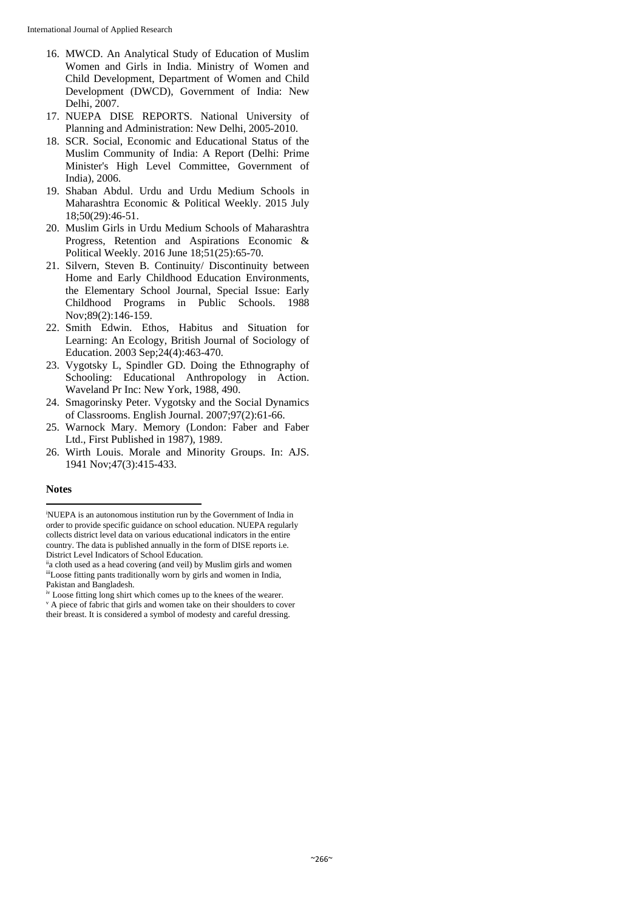16. MWCD. An Analytical Study of Education of Muslim Women and Girls in India. Ministry of Women and Child Development, Department of Women and Child Development (DWCD), Government of India: New Delhi, 2007.
17. NUEPA DISE REPORTS. National University of Planning and Administration: New Delhi, 2005-2010.
18. SCR. Social, Economic and Educational Status of the Muslim Community of India: A Report (Delhi: Prime Minister's High Level Committee, Government of India), 2006.
19. Shaban Abdul. Urdu and Urdu Medium Schools in Maharashtra Economic & Political Weekly. 2015 July 18;50(29):46-51.
20. Muslim Girls in Urdu Medium Schools of Maharashtra Progress, Retention and Aspirations Economic & Political Weekly. 2016 June 18;51(25):65-70.
21. Silvern, Steven B. Continuity/ Discontinuity between Home and Early Childhood Education Environments, the Elementary School Journal, Special Issue: Early Childhood Programs in Public Schools. 1988 Nov;89(2):146-159.
22. Smith Edwin. Ethos, Habitus and Situation for Learning: An Ecology, British Journal of Sociology of Education. 2003 Sep;24(4):463-470.
23. Vygotsky L, Spindler GD. Doing the Ethnography of Schooling: Educational Anthropology in Action. Waveland Pr Inc: New York, 1988, 490.
24. Smagorinsky Peter. Vygotsky and the Social Dynamics of Classrooms. English Journal. 2007;97(2):61-66.
25. Warnock Mary. Memory (London: Faber and Faber Ltd., First Published in 1987), 1989.
26. Wirth Louis. Morale and Minority Groups. In: AJS. 1941 Nov;47(3):415-433.

**Notes**

---

[i]NUEPA is an autonomous institution run by the Government of India in order to provide specific guidance on school education. NUEPA regularly collects district level data on various educational indicators in the entire country. The data is published annually in the form of DISE reports i.e. District Level Indicators of School Education.

[ii]a cloth used as a head covering (and veil) by Muslim girls and women

[iii]Loose fitting pants traditionally worn by girls and women in India, Pakistan and Bangladesh.

[iv] Loose fitting long shirt which comes up to the knees of the wearer.

[v] A piece of fabric that girls and women take on their shoulders to cover their breast. It is considered a symbol of modesty and careful dressing.